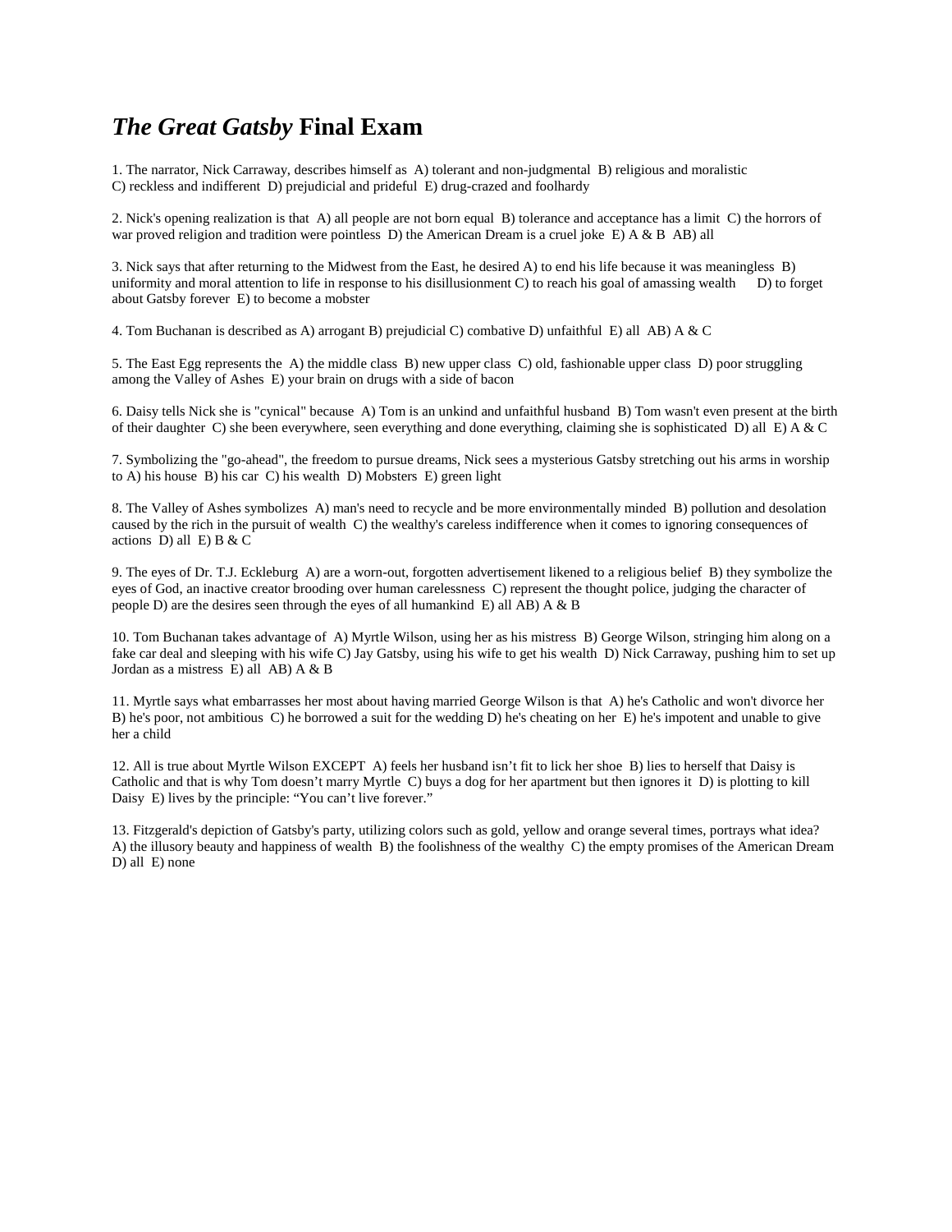# *The Great Gatsby* Final Exam

1. The narrator, Nick Carraway, describes himself as A) tolerant and non-judgmental B) religious and moralistic C) reckless and indifferent D) prejudicial and prideful E) drug-crazed and foolhardy

2. Nick's opening realization is that A) all people are not born equal B) tolerance and acceptance has a limit C) the horrors of war proved religion and tradition were pointless D) the American Dream is a cruel joke E) A & B AB) all

3. Nick says that after returning to the Midwest from the East, he desired A) to end his life because it was meaningless B) uniformity and moral attention to life in response to his disillusionment C) to reach his goal of amassing wealth D) to forget about Gatsby forever E) to become a mobster

4. Tom Buchanan is described as A) arrogant B) prejudicial C) combative D) unfaithful E) all AB) A & C

5. The East Egg represents the A) the middle class B) new upper class C) old, fashionable upper class D) poor struggling among the Valley of Ashes E) your brain on drugs with a side of bacon

6. Daisy tells Nick she is "cynical" because A) Tom is an unkind and unfaithful husband B) Tom wasn't even present at the birth of their daughter C) she been everywhere, seen everything and done everything, claiming she is sophisticated D) all E) A & C

7. Symbolizing the "go-ahead", the freedom to pursue dreams, Nick sees a mysterious Gatsby stretching out his arms in worship to A) his house B) his car C) his wealth D) Mobsters E) green light

8. The Valley of Ashes symbolizes A) man's need to recycle and be more environmentally minded B) pollution and desolation caused by the rich in the pursuit of wealth C) the wealthy's careless indifference when it comes to ignoring consequences of actions D) all E) B & C

9. The eyes of Dr. T.J. Eckleburg A) are a worn-out, forgotten advertisement likened to a religious belief B) they symbolize the eyes of God, an inactive creator brooding over human carelessness C) represent the thought police, judging the character of people D) are the desires seen through the eyes of all humankind E) all AB) A & B

10. Tom Buchanan takes advantage of A) Myrtle Wilson, using her as his mistress B) George Wilson, stringing him along on a fake car deal and sleeping with his wife C) Jay Gatsby, using his wife to get his wealth D) Nick Carraway, pushing him to set up Jordan as a mistress E) all AB) A & B

11. Myrtle says what embarrasses her most about having married George Wilson is that A) he's Catholic and won't divorce her B) he's poor, not ambitious C) he borrowed a suit for the wedding D) he's cheating on her E) he's impotent and unable to give her a child

12. All is true about Myrtle Wilson EXCEPT A) feels her husband isn't fit to lick her shoe B) lies to herself that Daisy is Catholic and that is why Tom doesn't marry Myrtle C) buys a dog for her apartment but then ignores it D) is plotting to kill Daisy E) lives by the principle: "You can't live forever."

13. Fitzgerald's depiction of Gatsby's party, utilizing colors such as gold, yellow and orange several times, portrays what idea? A) the illusory beauty and happiness of wealth B) the foolishness of the wealthy C) the empty promises of the American Dream D) all E) none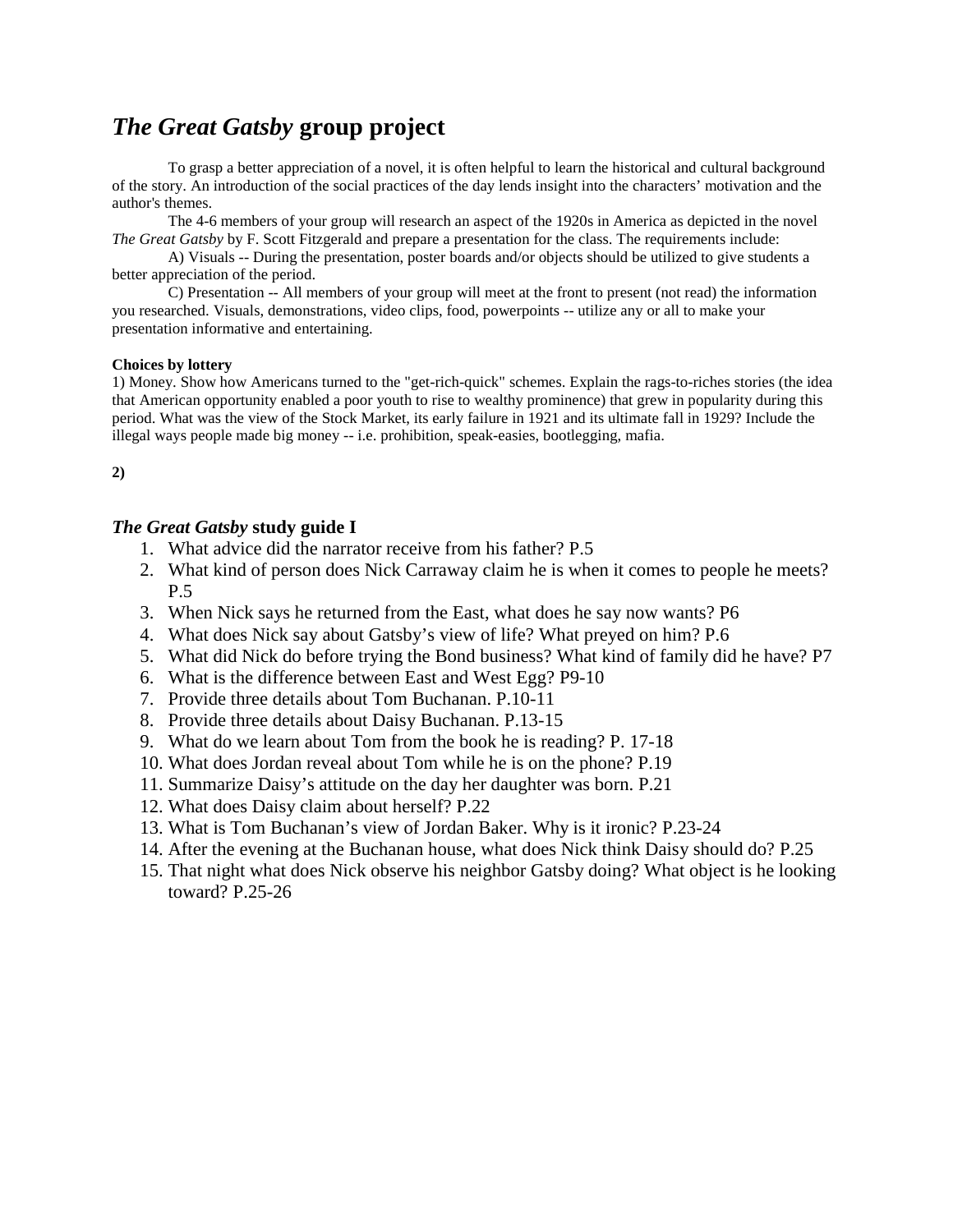## *The Great Gatsby* group project

To grasp a better appreciation of a novel, it is often helpful to learn the historical and cultural background of the story. An introduction of the social practices of the day lends insight into the characters' motivation and the author's themes.

The 4-6 members of your group will research an aspect of the 1920s in America as depicted in the novel *The Great Gatsby* by F. Scott Fitzgerald and prepare a presentation for the class. The requirements include:

A) Visuals -- During the presentation, poster boards and/or objects should be utilized to give students a better appreciation of the period.

C) Presentation -- All members of your group will meet at the front to present (not read) the information you researched. Visuals, demonstrations, video clips, food, powerpoints -- utilize any or all to make your presentation informative and entertaining.

**Choices by lottery**

1) Money. Show how Americans turned to the "get-rich-quick" schemes. Explain the rags-to-riches stories (the idea that American opportunity enabled a poor youth to rise to wealthy prominence) that grew in popularity during this period. What was the view of the Stock Market, its early failure in 1921 and its ultimate fall in 1929? Include the illegal ways people made big money -- i.e. prohibition, speak-easies, bootlegging, mafia.

**2)**

## *The Great Gatsby* study guide I

1. What advice did the narrator receive from his father? P.5
2. What kind of person does Nick Carraway claim he is when it comes to people he meets? P.5
3. When Nick says he returned from the East, what does he say now wants? P6
4. What does Nick say about Gatsby's view of life? What preyed on him? P.6
5. What did Nick do before trying the Bond business? What kind of family did he have? P7
6. What is the difference between East and West Egg? P9-10
7. Provide three details about Tom Buchanan. P.10-11
8. Provide three details about Daisy Buchanan. P.13-15
9. What do we learn about Tom from the book he is reading? P. 17-18
10. What does Jordan reveal about Tom while he is on the phone? P.19
11. Summarize Daisy's attitude on the day her daughter was born. P.21
12. What does Daisy claim about herself? P.22
13. What is Tom Buchanan's view of Jordan Baker. Why is it ironic? P.23-24
14. After the evening at the Buchanan house, what does Nick think Daisy should do? P.25
15. That night what does Nick observe his neighbor Gatsby doing? What object is he looking toward? P.25-26